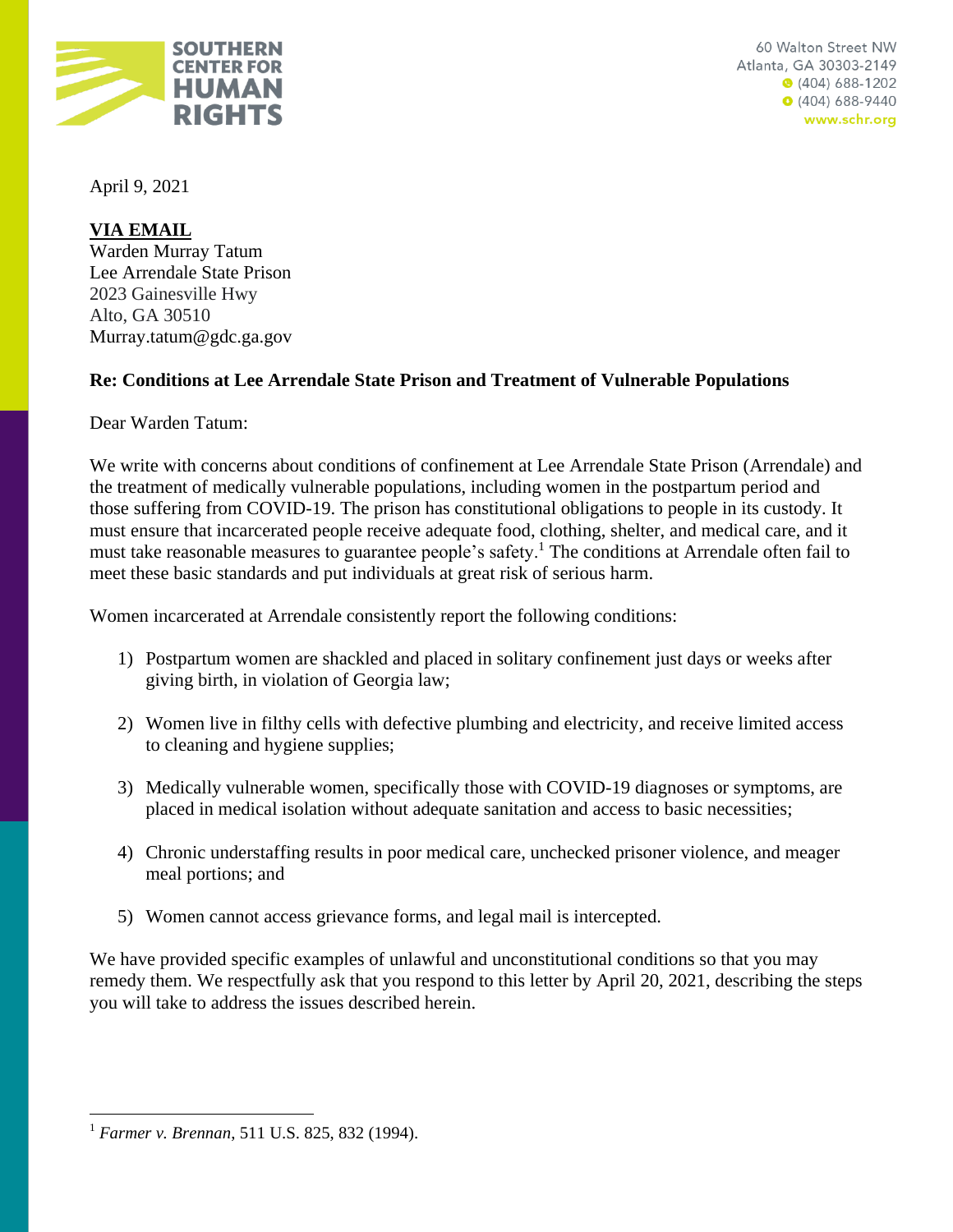SOUTHERN CENTER FOR HUMAN RIGHTS

60 Walton Street NW
Atlanta, GA 30303-2149
(404) 688-1202
(404) 688-9440
www.schr.org

April 9, 2021

**VIA EMAIL**
Warden Murray Tatum
Lee Arrendale State Prison
2023 Gainesville Hwy
Alto, GA 30510
Murray.tatum@gdc.ga.gov

**Re: Conditions at Lee Arrendale State Prison and Treatment of Vulnerable Populations**

Dear Warden Tatum:

We write with concerns about conditions of confinement at Lee Arrendale State Prison (Arrendale) and the treatment of medically vulnerable populations, including women in the postpartum period and those suffering from COVID-19. The prison has constitutional obligations to people in its custody. It must ensure that incarcerated people receive adequate food, clothing, shelter, and medical care, and it must take reasonable measures to guarantee people's safety.[1] The conditions at Arrendale often fail to meet these basic standards and put individuals at great risk of serious harm.

Women incarcerated at Arrendale consistently report the following conditions:

1) Postpartum women are shackled and placed in solitary confinement just days or weeks after giving birth, in violation of Georgia law;

2) Women live in filthy cells with defective plumbing and electricity, and receive limited access to cleaning and hygiene supplies;

3) Medically vulnerable women, specifically those with COVID-19 diagnoses or symptoms, are placed in medical isolation without adequate sanitation and access to basic necessities;

4) Chronic understaffing results in poor medical care, unchecked prisoner violence, and meager meal portions; and

5) Women cannot access grievance forms, and legal mail is intercepted.

We have provided specific examples of unlawful and unconstitutional conditions so that you may remedy them. We respectfully ask that you respond to this letter by April 20, 2021, describing the steps you will take to address the issues described herein.

[1] *Farmer v. Brennan*, 511 U.S. 825, 832 (1994).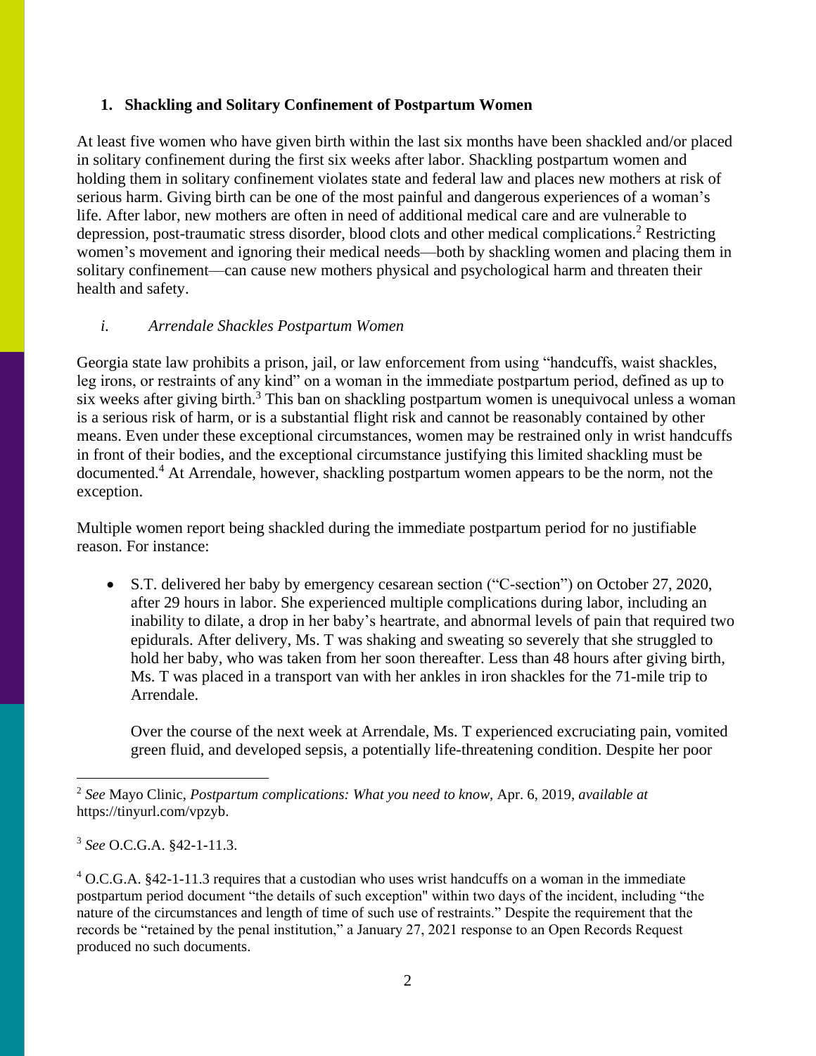### 1. Shackling and Solitary Confinement of Postpartum Women

At least five women who have given birth within the last six months have been shackled and/or placed in solitary confinement during the first six weeks after labor. Shackling postpartum women and holding them in solitary confinement violates state and federal law and places new mothers at risk of serious harm. Giving birth can be one of the most painful and dangerous experiences of a woman's life. After labor, new mothers are often in need of additional medical care and are vulnerable to depression, post-traumatic stress disorder, blood clots and other medical complications.[2] Restricting women's movement and ignoring their medical needs—both by shackling women and placing them in solitary confinement—can cause new mothers physical and psychological harm and threaten their health and safety.

#### *i. Arrendale Shackles Postpartum Women*

Georgia state law prohibits a prison, jail, or law enforcement from using "handcuffs, waist shackles, leg irons, or restraints of any kind" on a woman in the immediate postpartum period, defined as up to six weeks after giving birth.[3] This ban on shackling postpartum women is unequivocal unless a woman is a serious risk of harm, or is a substantial flight risk and cannot be reasonably contained by other means. Even under these exceptional circumstances, women may be restrained only in wrist handcuffs in front of their bodies, and the exceptional circumstance justifying this limited shackling must be documented.[4] At Arrendale, however, shackling postpartum women appears to be the norm, not the exception.

Multiple women report being shackled during the immediate postpartum period for no justifiable reason. For instance:

- S.T. delivered her baby by emergency cesarean section ("C-section") on October 27, 2020, after 29 hours in labor. She experienced multiple complications during labor, including an inability to dilate, a drop in her baby's heartrate, and abnormal levels of pain that required two epidurals. After delivery, Ms. T was shaking and sweating so severely that she struggled to hold her baby, who was taken from her soon thereafter. Less than 48 hours after giving birth, Ms. T was placed in a transport van with her ankles in iron shackles for the 71-mile trip to Arrendale.

  Over the course of the next week at Arrendale, Ms. T experienced excruciating pain, vomited green fluid, and developed sepsis, a potentially life-threatening condition. Despite her poor

---

[2] *See* Mayo Clinic, *Postpartum complications: What you need to know*, Apr. 6, 2019, *available at* https://tinyurl.com/vpzyb.

[3] *See* O.C.G.A. §42-1-11.3.

[4] O.C.G.A. §42-1-11.3 requires that a custodian who uses wrist handcuffs on a woman in the immediate postpartum period document "the details of such exception" within two days of the incident, including "the nature of the circumstances and length of time of such use of restraints." Despite the requirement that the records be "retained by the penal institution," a January 27, 2021 response to an Open Records Request produced no such documents.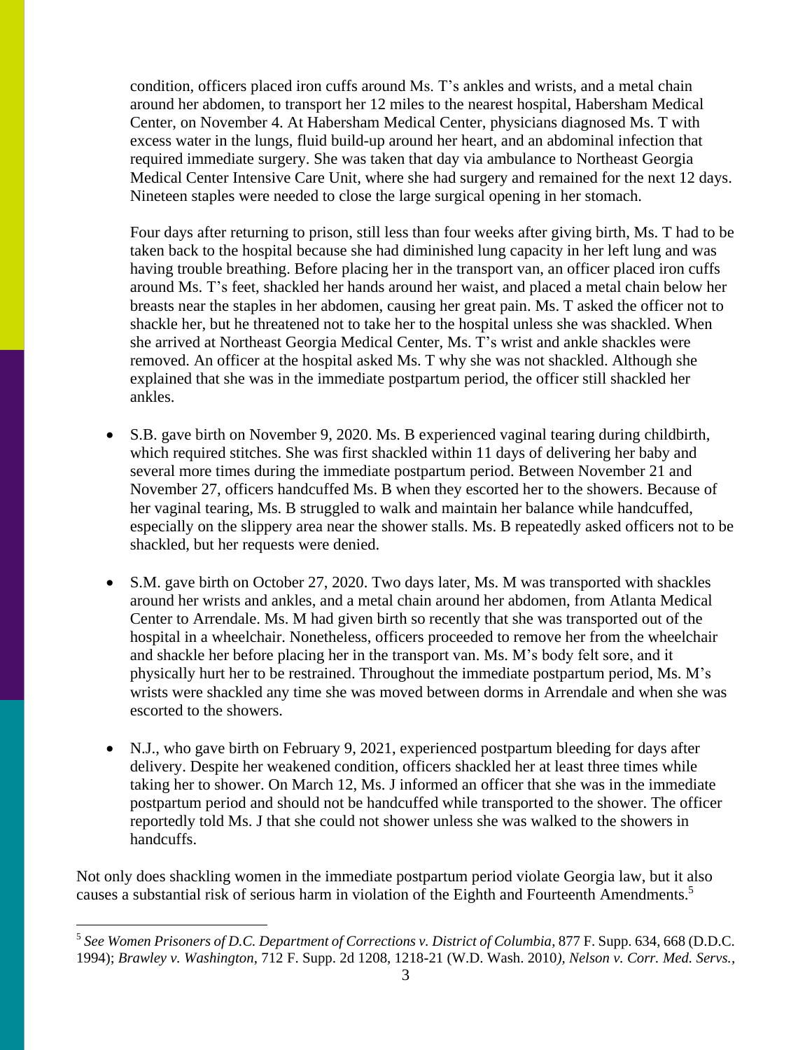condition, officers placed iron cuffs around Ms. T's ankles and wrists, and a metal chain around her abdomen, to transport her 12 miles to the nearest hospital, Habersham Medical Center, on November 4. At Habersham Medical Center, physicians diagnosed Ms. T with excess water in the lungs, fluid build-up around her heart, and an abdominal infection that required immediate surgery. She was taken that day via ambulance to Northeast Georgia Medical Center Intensive Care Unit, where she had surgery and remained for the next 12 days. Nineteen staples were needed to close the large surgical opening in her stomach.

Four days after returning to prison, still less than four weeks after giving birth, Ms. T had to be taken back to the hospital because she had diminished lung capacity in her left lung and was having trouble breathing. Before placing her in the transport van, an officer placed iron cuffs around Ms. T's feet, shackled her hands around her waist, and placed a metal chain below her breasts near the staples in her abdomen, causing her great pain. Ms. T asked the officer not to shackle her, but he threatened not to take her to the hospital unless she was shackled. When she arrived at Northeast Georgia Medical Center, Ms. T's wrist and ankle shackles were removed. An officer at the hospital asked Ms. T why she was not shackled. Although she explained that she was in the immediate postpartum period, the officer still shackled her ankles.

- S.B. gave birth on November 9, 2020. Ms. B experienced vaginal tearing during childbirth, which required stitches. She was first shackled within 11 days of delivering her baby and several more times during the immediate postpartum period. Between November 21 and November 27, officers handcuffed Ms. B when they escorted her to the showers. Because of her vaginal tearing, Ms. B struggled to walk and maintain her balance while handcuffed, especially on the slippery area near the shower stalls. Ms. B repeatedly asked officers not to be shackled, but her requests were denied.

- S.M. gave birth on October 27, 2020. Two days later, Ms. M was transported with shackles around her wrists and ankles, and a metal chain around her abdomen, from Atlanta Medical Center to Arrendale. Ms. M had given birth so recently that she was transported out of the hospital in a wheelchair. Nonetheless, officers proceeded to remove her from the wheelchair and shackle her before placing her in the transport van. Ms. M's body felt sore, and it physically hurt her to be restrained. Throughout the immediate postpartum period, Ms. M's wrists were shackled any time she was moved between dorms in Arrendale and when she was escorted to the showers.

- N.J., who gave birth on February 9, 2021, experienced postpartum bleeding for days after delivery. Despite her weakened condition, officers shackled her at least three times while taking her to shower. On March 12, Ms. J informed an officer that she was in the immediate postpartum period and should not be handcuffed while transported to the shower. The officer reportedly told Ms. J that she could not shower unless she was walked to the showers in handcuffs.

Not only does shackling women in the immediate postpartum period violate Georgia law, but it also causes a substantial risk of serious harm in violation of the Eighth and Fourteenth Amendments.[5]

---

[5] *See Women Prisoners of D.C. Department of Corrections v. District of Columbia*, 877 F. Supp. 634, 668 (D.D.C. 1994); *Brawley v. Washington*, 712 F. Supp. 2d 1208, 1218-21 (W.D. Wash. 2010), *Nelson v. Corr. Med. Servs.*,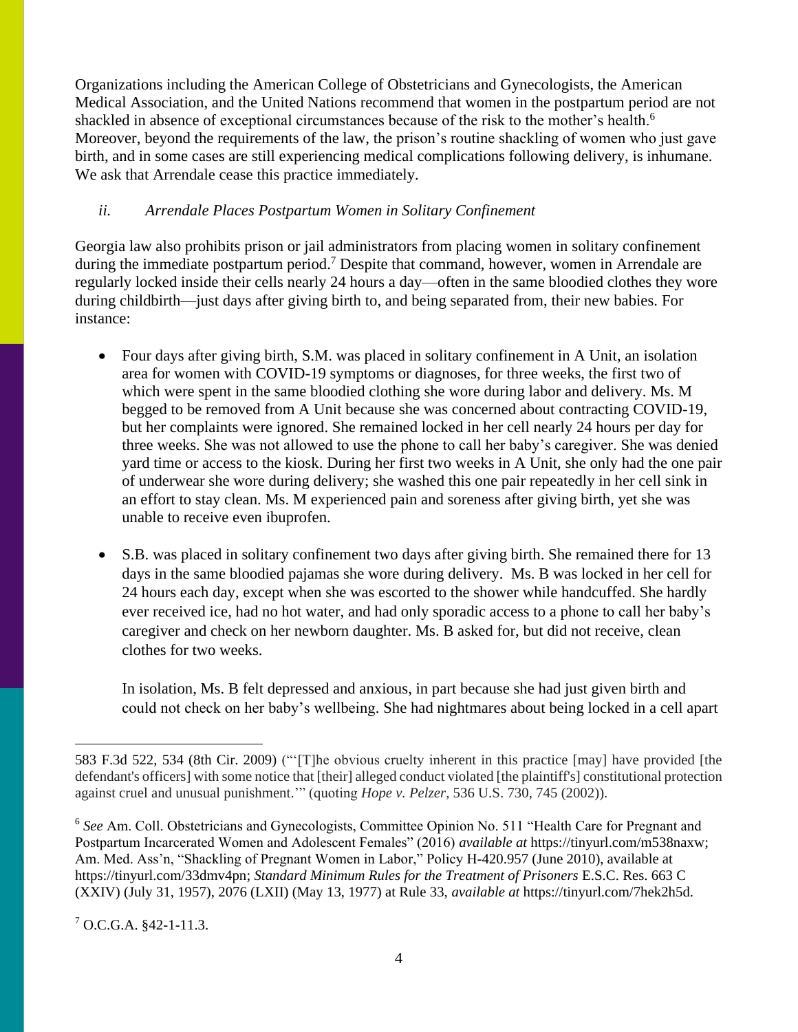Organizations including the American College of Obstetricians and Gynecologists, the American Medical Association, and the United Nations recommend that women in the postpartum period are not shackled in absence of exceptional circumstances because of the risk to the mother's health.[6] Moreover, beyond the requirements of the law, the prison's routine shackling of women who just gave birth, and in some cases are still experiencing medical complications following delivery, is inhumane. We ask that Arrendale cease this practice immediately.

*ii. Arrendale Places Postpartum Women in Solitary Confinement*

Georgia law also prohibits prison or jail administrators from placing women in solitary confinement during the immediate postpartum period.[7] Despite that command, however, women in Arrendale are regularly locked inside their cells nearly 24 hours a day—often in the same bloodied clothes they wore during childbirth—just days after giving birth to, and being separated from, their new babies. For instance:

- Four days after giving birth, S.M. was placed in solitary confinement in A Unit, an isolation area for women with COVID-19 symptoms or diagnoses, for three weeks, the first two of which were spent in the same bloodied clothing she wore during labor and delivery. Ms. M begged to be removed from A Unit because she was concerned about contracting COVID-19, but her complaints were ignored. She remained locked in her cell nearly 24 hours per day for three weeks. She was not allowed to use the phone to call her baby's caregiver. She was denied yard time or access to the kiosk. During her first two weeks in A Unit, she only had the one pair of underwear she wore during delivery; she washed this one pair repeatedly in her cell sink in an effort to stay clean. Ms. M experienced pain and soreness after giving birth, yet she was unable to receive even ibuprofen.

- S.B. was placed in solitary confinement two days after giving birth. She remained there for 13 days in the same bloodied pajamas she wore during delivery. Ms. B was locked in her cell for 24 hours each day, except when she was escorted to the shower while handcuffed. She hardly ever received ice, had no hot water, and had only sporadic access to a phone to call her baby's caregiver and check on her newborn daughter. Ms. B asked for, but did not receive, clean clothes for two weeks.

  In isolation, Ms. B felt depressed and anxious, in part because she had just given birth and could not check on her baby's wellbeing. She had nightmares about being locked in a cell apart

---

583 F.3d 522, 534 (8th Cir. 2009) ("'[T]he obvious cruelty inherent in this practice [may] have provided [the defendant's officers] with some notice that [their] alleged conduct violated [the plaintiff's] constitutional protection against cruel and unusual punishment.'" (quoting *Hope v. Pelzer*, 536 U.S. 730, 745 (2002)).

[6] *See* Am. Coll. Obstetricians and Gynecologists, Committee Opinion No. 511 "Health Care for Pregnant and Postpartum Incarcerated Women and Adolescent Females" (2016) *available at* https://tinyurl.com/m538naxw; Am. Med. Ass'n, "Shackling of Pregnant Women in Labor," Policy H-420.957 (June 2010), available at https://tinyurl.com/33dmv4pn; *Standard Minimum Rules for the Treatment of Prisoners* E.S.C. Res. 663 C (XXIV) (July 31, 1957), 2076 (LXII) (May 13, 1977) at Rule 33, *available at* https://tinyurl.com/7hek2h5d.

[7] O.C.G.A. §42-1-11.3.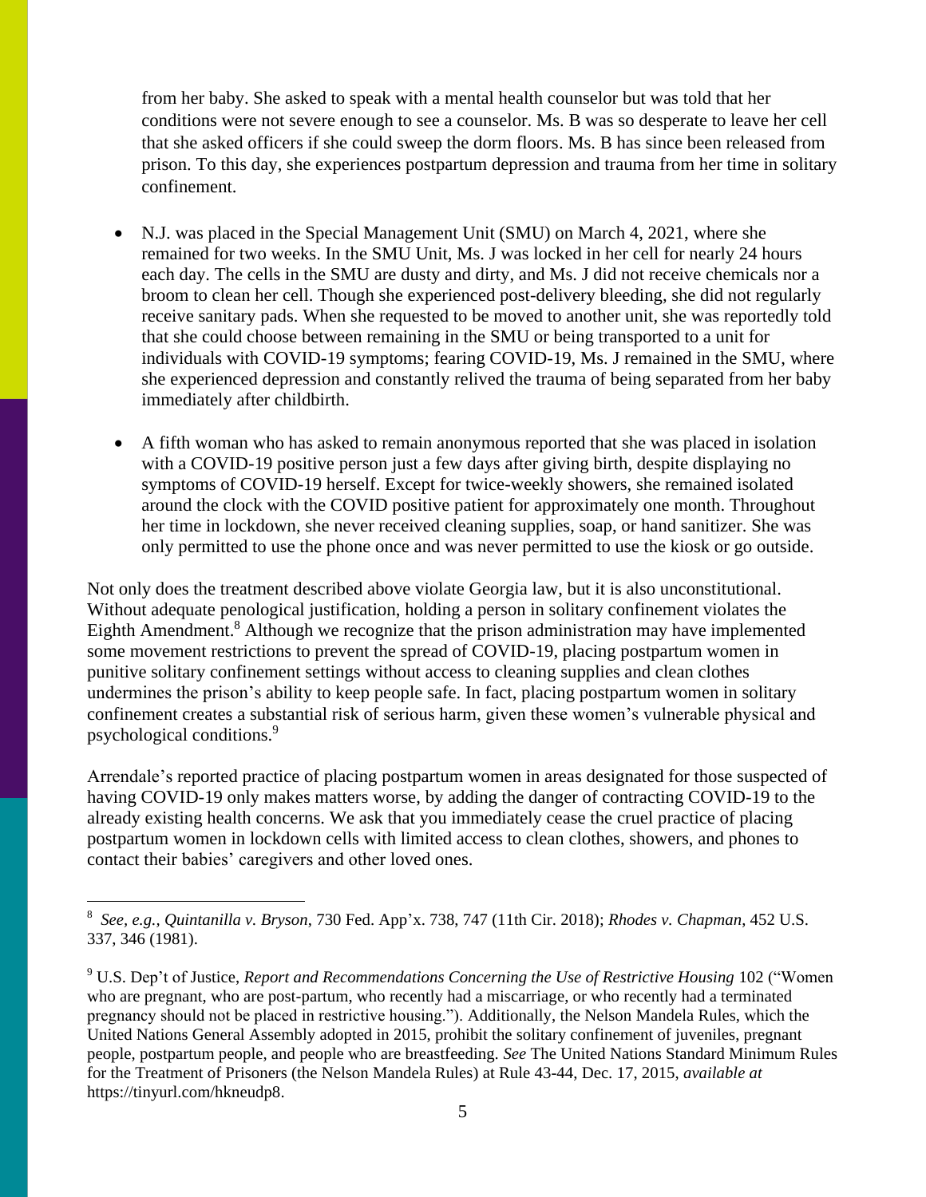from her baby. She asked to speak with a mental health counselor but was told that her conditions were not severe enough to see a counselor. Ms. B was so desperate to leave her cell that she asked officers if she could sweep the dorm floors. Ms. B has since been released from prison. To this day, she experiences postpartum depression and trauma from her time in solitary confinement.

- N.J. was placed in the Special Management Unit (SMU) on March 4, 2021, where she remained for two weeks. In the SMU Unit, Ms. J was locked in her cell for nearly 24 hours each day. The cells in the SMU are dusty and dirty, and Ms. J did not receive chemicals nor a broom to clean her cell. Though she experienced post-delivery bleeding, she did not regularly receive sanitary pads. When she requested to be moved to another unit, she was reportedly told that she could choose between remaining in the SMU or being transported to a unit for individuals with COVID-19 symptoms; fearing COVID-19, Ms. J remained in the SMU, where she experienced depression and constantly relived the trauma of being separated from her baby immediately after childbirth.

- A fifth woman who has asked to remain anonymous reported that she was placed in isolation with a COVID-19 positive person just a few days after giving birth, despite displaying no symptoms of COVID-19 herself. Except for twice-weekly showers, she remained isolated around the clock with the COVID positive patient for approximately one month. Throughout her time in lockdown, she never received cleaning supplies, soap, or hand sanitizer. She was only permitted to use the phone once and was never permitted to use the kiosk or go outside.

Not only does the treatment described above violate Georgia law, but it is also unconstitutional. Without adequate penological justification, holding a person in solitary confinement violates the Eighth Amendment.[8] Although we recognize that the prison administration may have implemented some movement restrictions to prevent the spread of COVID-19, placing postpartum women in punitive solitary confinement settings without access to cleaning supplies and clean clothes undermines the prison's ability to keep people safe. In fact, placing postpartum women in solitary confinement creates a substantial risk of serious harm, given these women's vulnerable physical and psychological conditions.[9]

Arrendale's reported practice of placing postpartum women in areas designated for those suspected of having COVID-19 only makes matters worse, by adding the danger of contracting COVID-19 to the already existing health concerns. We ask that you immediately cease the cruel practice of placing postpartum women in lockdown cells with limited access to clean clothes, showers, and phones to contact their babies' caregivers and other loved ones.

---

[8] *See, e.g., Quintanilla v. Bryson*, 730 Fed. App'x. 738, 747 (11th Cir. 2018); *Rhodes v. Chapman*, 452 U.S. 337, 346 (1981).

[9] U.S. Dep't of Justice, *Report and Recommendations Concerning the Use of Restrictive Housing* 102 ("Women who are pregnant, who are post-partum, who recently had a miscarriage, or who recently had a terminated pregnancy should not be placed in restrictive housing."). Additionally, the Nelson Mandela Rules, which the United Nations General Assembly adopted in 2015, prohibit the solitary confinement of juveniles, pregnant people, postpartum people, and people who are breastfeeding. *See* The United Nations Standard Minimum Rules for the Treatment of Prisoners (the Nelson Mandela Rules) at Rule 43-44, Dec. 17, 2015, *available at* https://tinyurl.com/hkneudp8.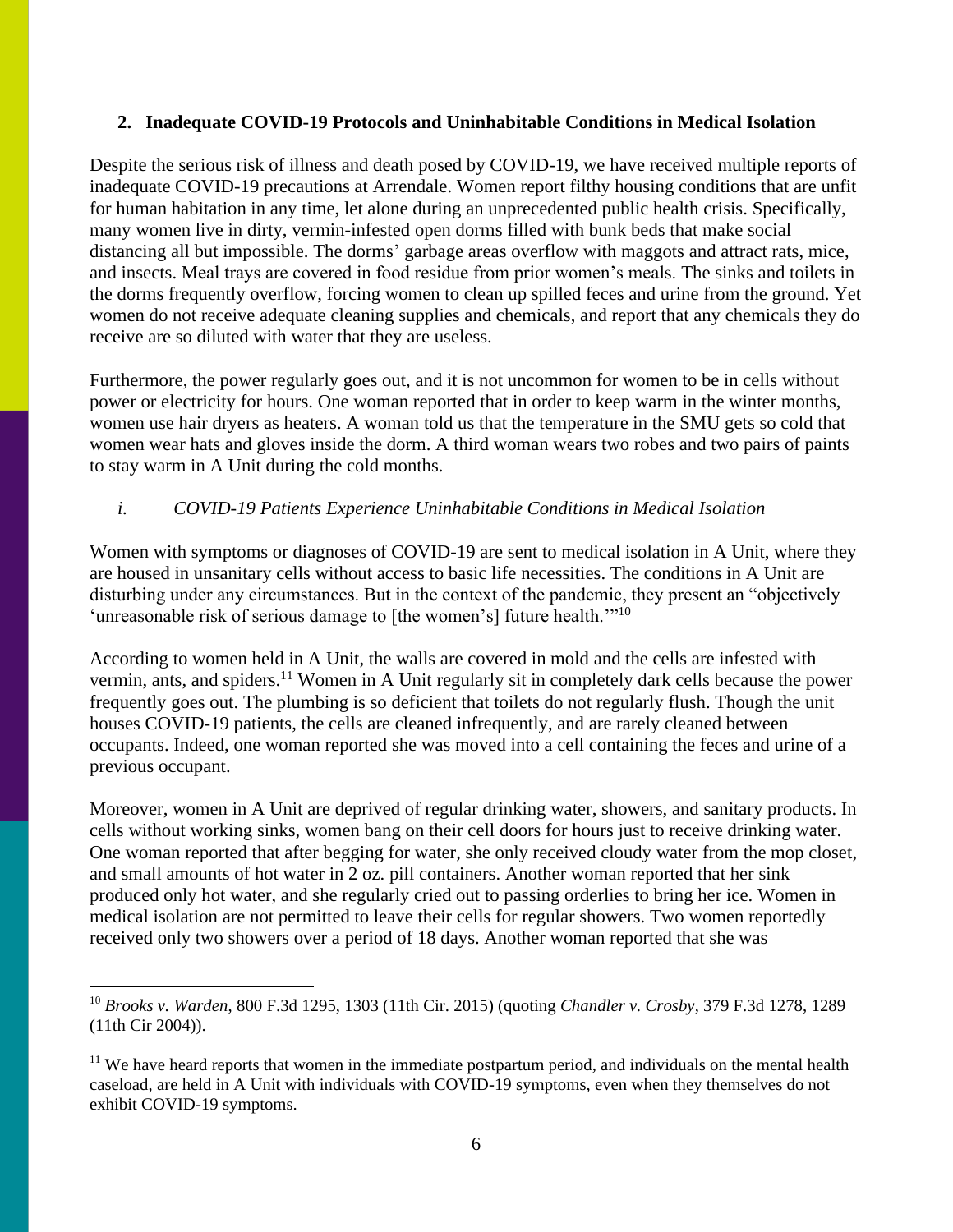## 2. Inadequate COVID-19 Protocols and Uninhabitable Conditions in Medical Isolation

Despite the serious risk of illness and death posed by COVID-19, we have received multiple reports of inadequate COVID-19 precautions at Arrendale. Women report filthy housing conditions that are unfit for human habitation in any time, let alone during an unprecedented public health crisis. Specifically, many women live in dirty, vermin-infested open dorms filled with bunk beds that make social distancing all but impossible. The dorms' garbage areas overflow with maggots and attract rats, mice, and insects. Meal trays are covered in food residue from prior women's meals. The sinks and toilets in the dorms frequently overflow, forcing women to clean up spilled feces and urine from the ground. Yet women do not receive adequate cleaning supplies and chemicals, and report that any chemicals they do receive are so diluted with water that they are useless.

Furthermore, the power regularly goes out, and it is not uncommon for women to be in cells without power or electricity for hours. One woman reported that in order to keep warm in the winter months, women use hair dryers as heaters. A woman told us that the temperature in the SMU gets so cold that women wear hats and gloves inside the dorm. A third woman wears two robes and two pairs of paints to stay warm in A Unit during the cold months.

### *i. COVID-19 Patients Experience Uninhabitable Conditions in Medical Isolation*

Women with symptoms or diagnoses of COVID-19 are sent to medical isolation in A Unit, where they are housed in unsanitary cells without access to basic life necessities. The conditions in A Unit are disturbing under any circumstances. But in the context of the pandemic, they present an "objectively 'unreasonable risk of serious damage to [the women's] future health.'"[10]

According to women held in A Unit, the walls are covered in mold and the cells are infested with vermin, ants, and spiders.[11] Women in A Unit regularly sit in completely dark cells because the power frequently goes out. The plumbing is so deficient that toilets do not regularly flush. Though the unit houses COVID-19 patients, the cells are cleaned infrequently, and are rarely cleaned between occupants. Indeed, one woman reported she was moved into a cell containing the feces and urine of a previous occupant.

Moreover, women in A Unit are deprived of regular drinking water, showers, and sanitary products. In cells without working sinks, women bang on their cell doors for hours just to receive drinking water. One woman reported that after begging for water, she only received cloudy water from the mop closet, and small amounts of hot water in 2 oz. pill containers. Another woman reported that her sink produced only hot water, and she regularly cried out to passing orderlies to bring her ice. Women in medical isolation are not permitted to leave their cells for regular showers. Two women reportedly received only two showers over a period of 18 days. Another woman reported that she was

---

[10] *Brooks v. Warden*, 800 F.3d 1295, 1303 (11th Cir. 2015) (quoting *Chandler v. Crosby*, 379 F.3d 1278, 1289 (11th Cir 2004)).

[11] We have heard reports that women in the immediate postpartum period, and individuals on the mental health caseload, are held in A Unit with individuals with COVID-19 symptoms, even when they themselves do not exhibit COVID-19 symptoms.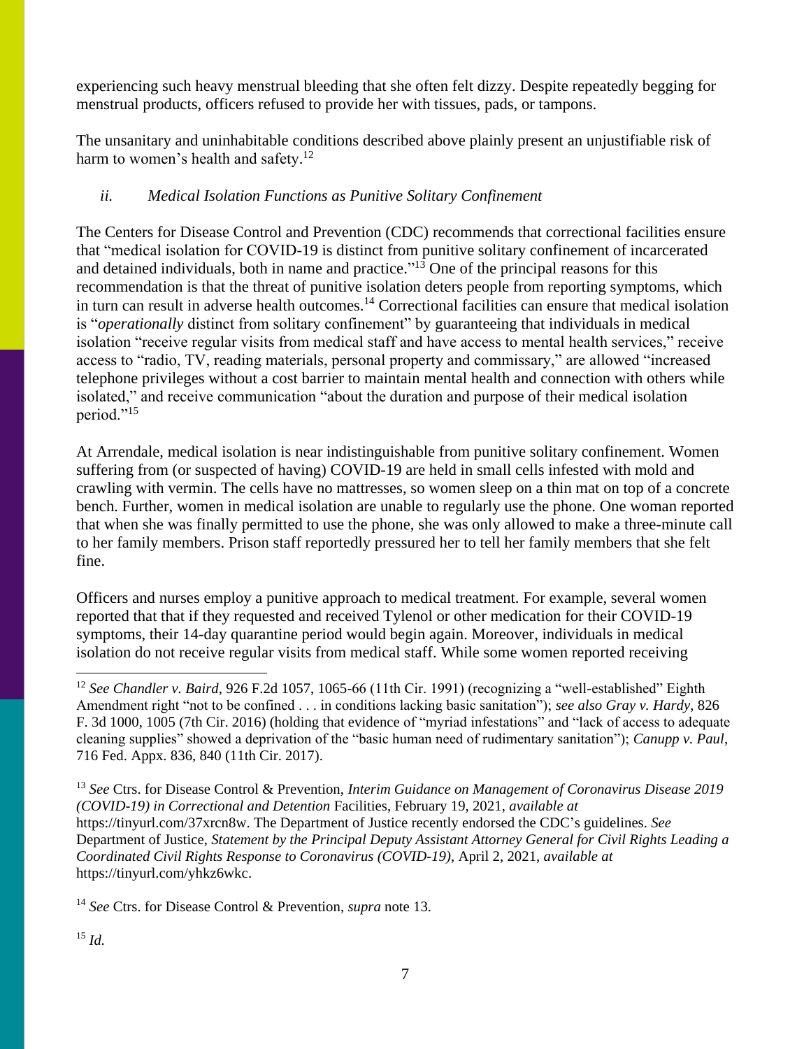experiencing such heavy menstrual bleeding that she often felt dizzy. Despite repeatedly begging for menstrual products, officers refused to provide her with tissues, pads, or tampons.

The unsanitary and uninhabitable conditions described above plainly present an unjustifiable risk of harm to women's health and safety.[12]

### *ii. Medical Isolation Functions as Punitive Solitary Confinement*

The Centers for Disease Control and Prevention (CDC) recommends that correctional facilities ensure that "medical isolation for COVID-19 is distinct from punitive solitary confinement of incarcerated and detained individuals, both in name and practice."[13] One of the principal reasons for this recommendation is that the threat of punitive isolation deters people from reporting symptoms, which in turn can result in adverse health outcomes.[14] Correctional facilities can ensure that medical isolation is "*operationally* distinct from solitary confinement" by guaranteeing that individuals in medical isolation "receive regular visits from medical staff and have access to mental health services," receive access to "radio, TV, reading materials, personal property and commissary," are allowed "increased telephone privileges without a cost barrier to maintain mental health and connection with others while isolated," and receive communication "about the duration and purpose of their medical isolation period."[15]

At Arrendale, medical isolation is near indistinguishable from punitive solitary confinement. Women suffering from (or suspected of having) COVID-19 are held in small cells infested with mold and crawling with vermin. The cells have no mattresses, so women sleep on a thin mat on top of a concrete bench. Further, women in medical isolation are unable to regularly use the phone. One woman reported that when she was finally permitted to use the phone, she was only allowed to make a three-minute call to her family members. Prison staff reportedly pressured her to tell her family members that she felt fine.

Officers and nurses employ a punitive approach to medical treatment. For example, several women reported that that if they requested and received Tylenol or other medication for their COVID-19 symptoms, their 14-day quarantine period would begin again. Moreover, individuals in medical isolation do not receive regular visits from medical staff. While some women reported receiving

---

[12] *See Chandler v. Baird*, 926 F.2d 1057, 1065-66 (11th Cir. 1991) (recognizing a "well-established" Eighth Amendment right "not to be confined . . . in conditions lacking basic sanitation"); *see also Gray v. Hardy*, 826 F. 3d 1000, 1005 (7th Cir. 2016) (holding that evidence of "myriad infestations" and "lack of access to adequate cleaning supplies" showed a deprivation of the "basic human need of rudimentary sanitation"); *Canupp v. Paul*, 716 Fed. Appx. 836, 840 (11th Cir. 2017).

[13] *See* Ctrs. for Disease Control & Prevention, *Interim Guidance on Management of Coronavirus Disease 2019 (COVID-19) in Correctional and Detention* Facilities, February 19, 2021, *available at* https://tinyurl.com/37xrcn8w. The Department of Justice recently endorsed the CDC's guidelines. *See* Department of Justice, *Statement by the Principal Deputy Assistant Attorney General for Civil Rights Leading a Coordinated Civil Rights Response to Coronavirus (COVID-19)*, April 2, 2021, *available at* https://tinyurl.com/yhkz6wkc.

[14] *See* Ctrs. for Disease Control & Prevention, *supra* note 13.

[15] *Id.*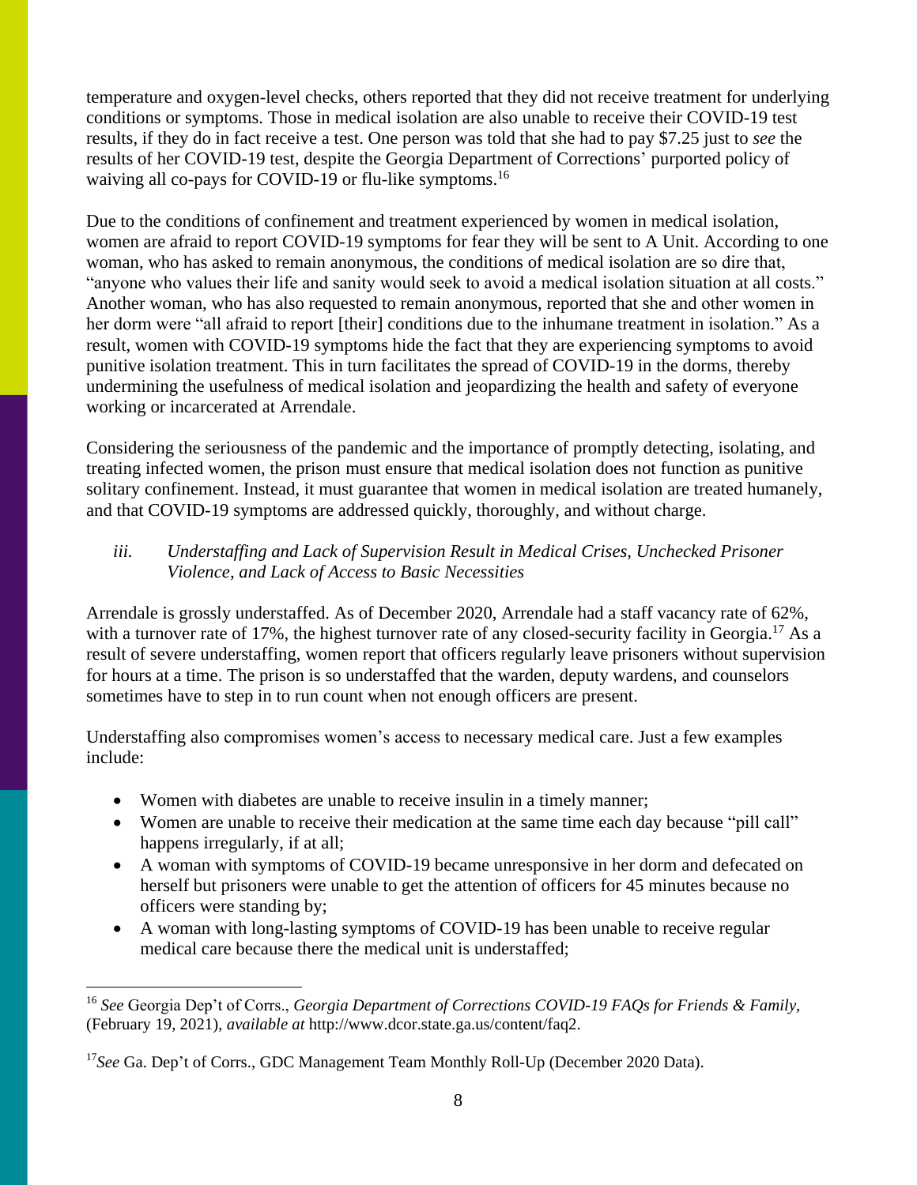temperature and oxygen-level checks, others reported that they did not receive treatment for underlying conditions or symptoms. Those in medical isolation are also unable to receive their COVID-19 test results, if they do in fact receive a test. One person was told that she had to pay $7.25 just to *see* the results of her COVID-19 test, despite the Georgia Department of Corrections' purported policy of waiving all co-pays for COVID-19 or flu-like symptoms.[16]

Due to the conditions of confinement and treatment experienced by women in medical isolation, women are afraid to report COVID-19 symptoms for fear they will be sent to A Unit. According to one woman, who has asked to remain anonymous, the conditions of medical isolation are so dire that, "anyone who values their life and sanity would seek to avoid a medical isolation situation at all costs." Another woman, who has also requested to remain anonymous, reported that she and other women in her dorm were "all afraid to report [their] conditions due to the inhumane treatment in isolation." As a result, women with COVID-19 symptoms hide the fact that they are experiencing symptoms to avoid punitive isolation treatment. This in turn facilitates the spread of COVID-19 in the dorms, thereby undermining the usefulness of medical isolation and jeopardizing the health and safety of everyone working or incarcerated at Arrendale.

Considering the seriousness of the pandemic and the importance of promptly detecting, isolating, and treating infected women, the prison must ensure that medical isolation does not function as punitive solitary confinement. Instead, it must guarantee that women in medical isolation are treated humanely, and that COVID-19 symptoms are addressed quickly, thoroughly, and without charge.

*iii. Understaffing and Lack of Supervision Result in Medical Crises, Unchecked Prisoner Violence, and Lack of Access to Basic Necessities*

Arrendale is grossly understaffed. As of December 2020, Arrendale had a staff vacancy rate of 62%, with a turnover rate of 17%, the highest turnover rate of any closed-security facility in Georgia.[17] As a result of severe understaffing, women report that officers regularly leave prisoners without supervision for hours at a time. The prison is so understaffed that the warden, deputy wardens, and counselors sometimes have to step in to run count when not enough officers are present.

Understaffing also compromises women's access to necessary medical care. Just a few examples include:

- Women with diabetes are unable to receive insulin in a timely manner;
- Women are unable to receive their medication at the same time each day because "pill call" happens irregularly, if at all;
- A woman with symptoms of COVID-19 became unresponsive in her dorm and defecated on herself but prisoners were unable to get the attention of officers for 45 minutes because no officers were standing by;
- A woman with long-lasting symptoms of COVID-19 has been unable to receive regular medical care because there the medical unit is understaffed;

---

[16] *See* Georgia Dep't of Corrs., *Georgia Department of Corrections COVID-19 FAQs for Friends & Family*, (February 19, 2021), *available at* http://www.dcor.state.ga.us/content/faq2.

[17] *See* Ga. Dep't of Corrs., GDC Management Team Monthly Roll-Up (December 2020 Data).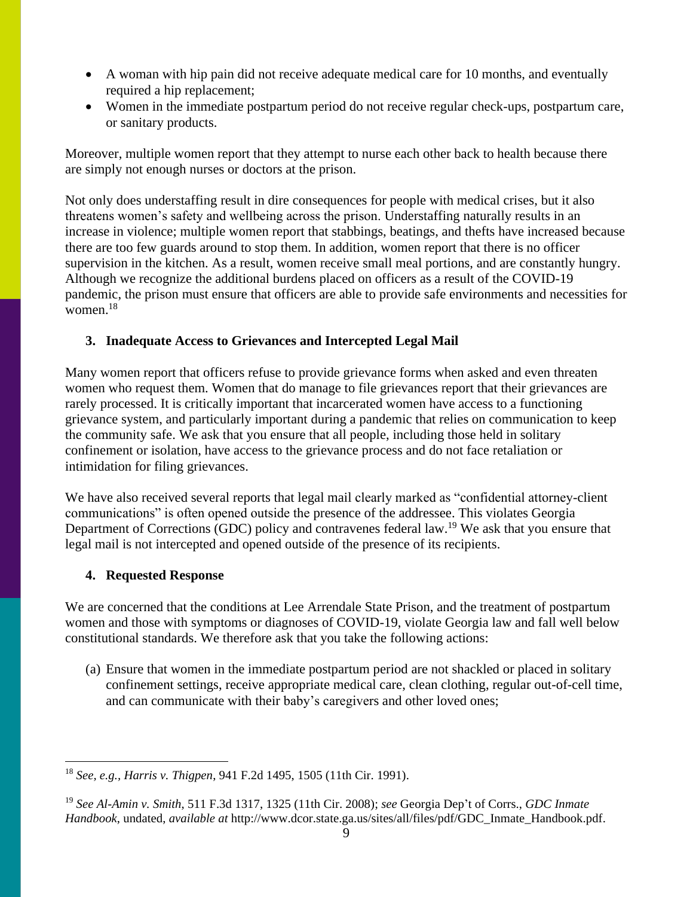- A woman with hip pain did not receive adequate medical care for 10 months, and eventually required a hip replacement;
- Women in the immediate postpartum period do not receive regular check-ups, postpartum care, or sanitary products.

Moreover, multiple women report that they attempt to nurse each other back to health because there are simply not enough nurses or doctors at the prison.

Not only does understaffing result in dire consequences for people with medical crises, but it also threatens women's safety and wellbeing across the prison. Understaffing naturally results in an increase in violence; multiple women report that stabbings, beatings, and thefts have increased because there are too few guards around to stop them. In addition, women report that there is no officer supervision in the kitchen. As a result, women receive small meal portions, and are constantly hungry. Although we recognize the additional burdens placed on officers as a result of the COVID-19 pandemic, the prison must ensure that officers are able to provide safe environments and necessities for women.[18]

### 3. Inadequate Access to Grievances and Intercepted Legal Mail

Many women report that officers refuse to provide grievance forms when asked and even threaten women who request them. Women that do manage to file grievances report that their grievances are rarely processed. It is critically important that incarcerated women have access to a functioning grievance system, and particularly important during a pandemic that relies on communication to keep the community safe. We ask that you ensure that all people, including those held in solitary confinement or isolation, have access to the grievance process and do not face retaliation or intimidation for filing grievances.

We have also received several reports that legal mail clearly marked as "confidential attorney-client communications" is often opened outside the presence of the addressee. This violates Georgia Department of Corrections (GDC) policy and contravenes federal law.[19] We ask that you ensure that legal mail is not intercepted and opened outside of the presence of its recipients.

### 4. Requested Response

We are concerned that the conditions at Lee Arrendale State Prison, and the treatment of postpartum women and those with symptoms or diagnoses of COVID-19, violate Georgia law and fall well below constitutional standards. We therefore ask that you take the following actions:

(a) Ensure that women in the immediate postpartum period are not shackled or placed in solitary confinement settings, receive appropriate medical care, clean clothing, regular out-of-cell time, and can communicate with their baby's caregivers and other loved ones;

---

[18] *See, e.g.*, *Harris v. Thigpen*, 941 F.2d 1495, 1505 (11th Cir. 1991).

[19] *See Al-Amin v. Smith*, 511 F.3d 1317, 1325 (11th Cir. 2008); *see* Georgia Dep't of Corrs., *GDC Inmate Handbook*, undated, *available at* http://www.dcor.state.ga.us/sites/all/files/pdf/GDC_Inmate_Handbook.pdf.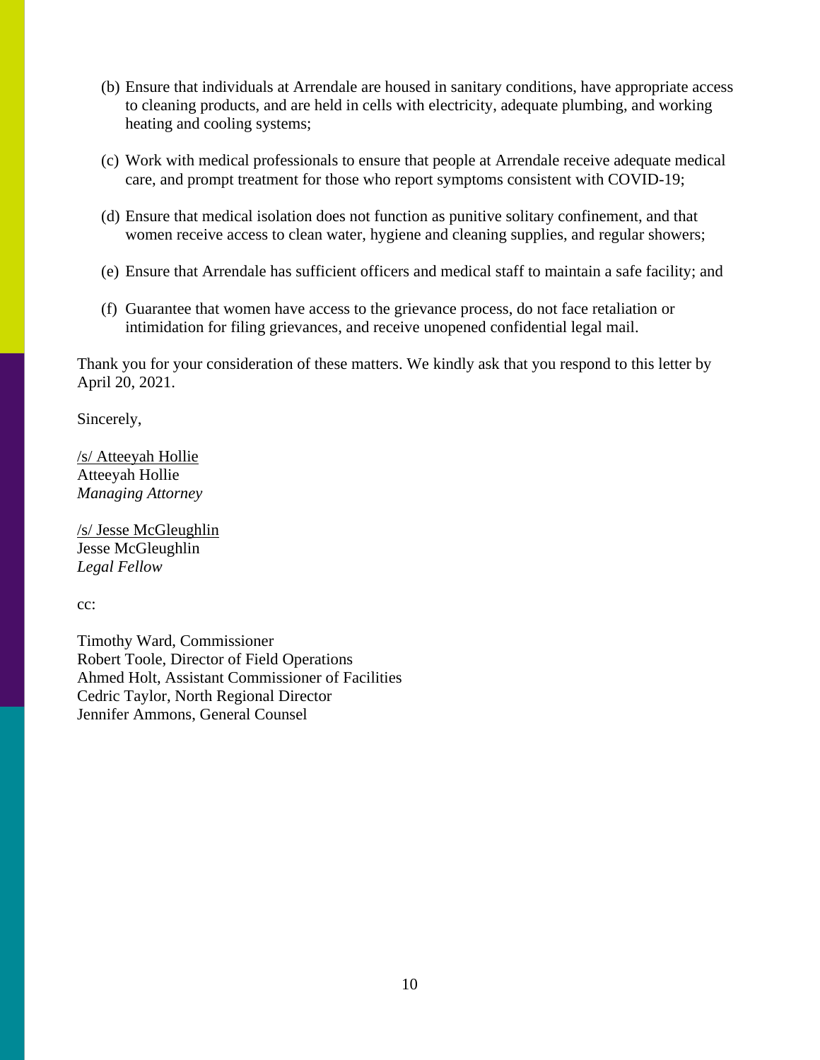(b) Ensure that individuals at Arrendale are housed in sanitary conditions, have appropriate access to cleaning products, and are held in cells with electricity, adequate plumbing, and working heating and cooling systems;

(c) Work with medical professionals to ensure that people at Arrendale receive adequate medical care, and prompt treatment for those who report symptoms consistent with COVID-19;

(d) Ensure that medical isolation does not function as punitive solitary confinement, and that women receive access to clean water, hygiene and cleaning supplies, and regular showers;

(e) Ensure that Arrendale has sufficient officers and medical staff to maintain a safe facility; and

(f) Guarantee that women have access to the grievance process, do not face retaliation or intimidation for filing grievances, and receive unopened confidential legal mail.

Thank you for your consideration of these matters. We kindly ask that you respond to this letter by April 20, 2021.

Sincerely,

<u>/s/ Atteeyah Hollie</u>
Atteeyah Hollie
*Managing Attorney*

<u>/s/ Jesse McGleughlin</u>
Jesse McGleughlin
*Legal Fellow*

cc:

Timothy Ward, Commissioner
Robert Toole, Director of Field Operations
Ahmed Holt, Assistant Commissioner of Facilities
Cedric Taylor, North Regional Director
Jennifer Ammons, General Counsel